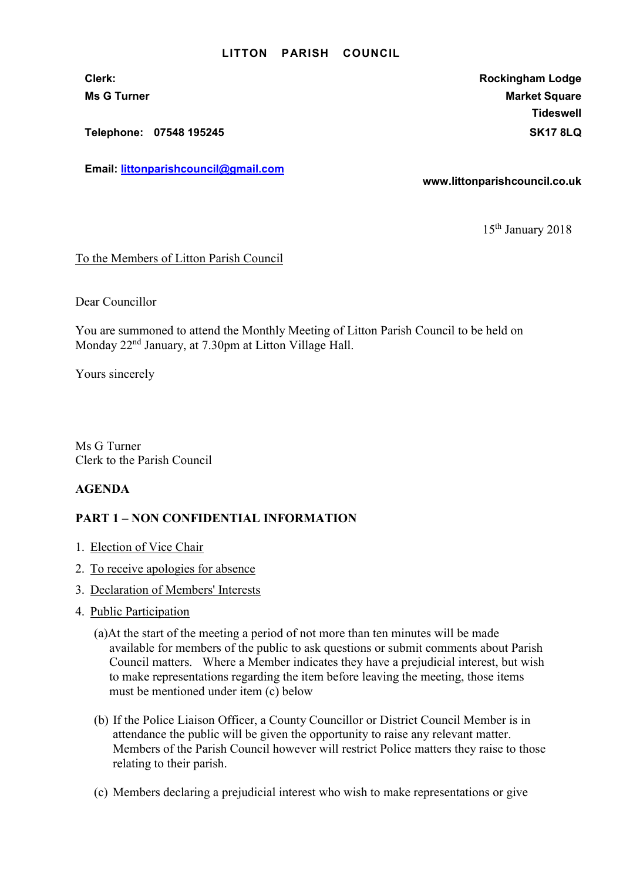**LITTON PARISH COUNCIL**

**Clerk:**
**Ms G Turner**

**Telephone: 07548 195245**

**Email: littonparishcouncil@gmail.com**

**Rockingham Lodge**
**Market Square**
**Tideswell**
**SK17 8LQ**

**www.littonparishcouncil.co.uk**

15th January 2018

To the Members of Litton Parish Council

Dear Councillor

You are summoned to attend the Monthly Meeting of Litton Parish Council to be held on Monday 22nd January, at 7.30pm at Litton Village Hall.

Yours sincerely

Ms G Turner
Clerk to the Parish Council

**AGENDA**

**PART 1 – NON CONFIDENTIAL INFORMATION**

1. Election of Vice Chair
2. To receive apologies for absence
3. Declaration of Members' Interests
4. Public Participation

   (a) At the start of the meeting a period of not more than ten minutes will be made available for members of the public to ask questions or submit comments about Parish Council matters. Where a Member indicates they have a prejudicial interest, but wish to make representations regarding the item before leaving the meeting, those items must be mentioned under item (c) below

   (b) If the Police Liaison Officer, a County Councillor or District Council Member is in attendance the public will be given the opportunity to raise any relevant matter. Members of the Parish Council however will restrict Police matters they raise to those relating to their parish.

   (c) Members declaring a prejudicial interest who wish to make representations or give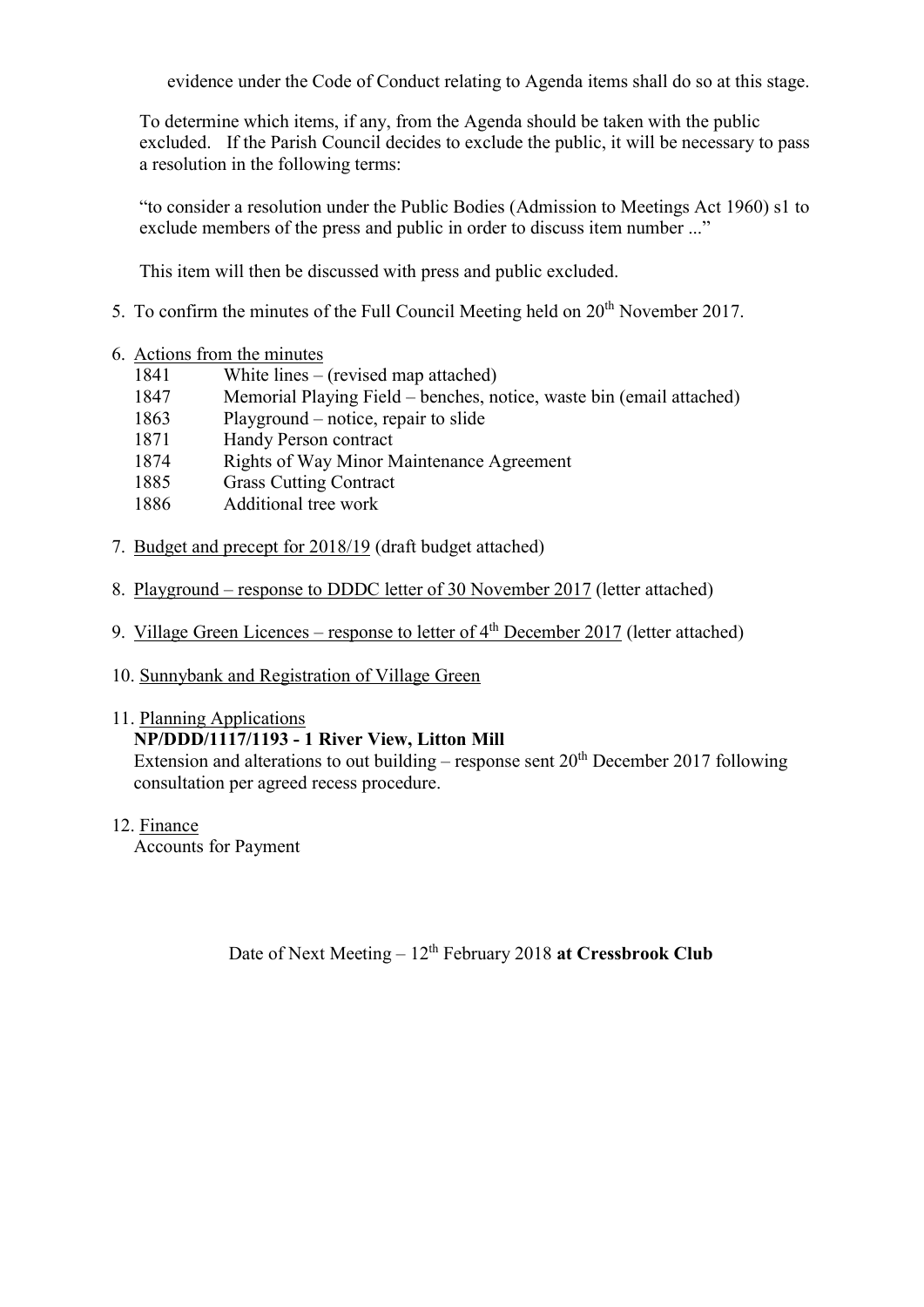evidence under the Code of Conduct relating to Agenda items shall do so at this stage.

To determine which items, if any, from the Agenda should be taken with the public excluded. If the Parish Council decides to exclude the public, it will be necessary to pass a resolution in the following terms:

"to consider a resolution under the Public Bodies (Admission to Meetings Act 1960) s1 to exclude members of the press and public in order to discuss item number ..."

This item will then be discussed with press and public excluded.

5. To confirm the minutes of the Full Council Meeting held on 20th November 2017.

6. Actions from the minutes
   - 1841 White lines – (revised map attached)
   - 1847 Memorial Playing Field – benches, notice, waste bin (email attached)
   - 1863 Playground – notice, repair to slide
   - 1871 Handy Person contract
   - 1874 Rights of Way Minor Maintenance Agreement
   - 1885 Grass Cutting Contract
   - 1886 Additional tree work

7. Budget and precept for 2018/19 (draft budget attached)

8. Playground – response to DDDC letter of 30 November 2017 (letter attached)

9. Village Green Licences – response to letter of 4th December 2017 (letter attached)

10. Sunnybank and Registration of Village Green

11. Planning Applications
    **NP/DDD/1117/1193 - 1 River View, Litton Mill**
    Extension and alterations to out building – response sent 20th December 2017 following consultation per agreed recess procedure.

12. Finance
    Accounts for Payment

Date of Next Meeting – 12th February 2018 **at Cressbrook Club**